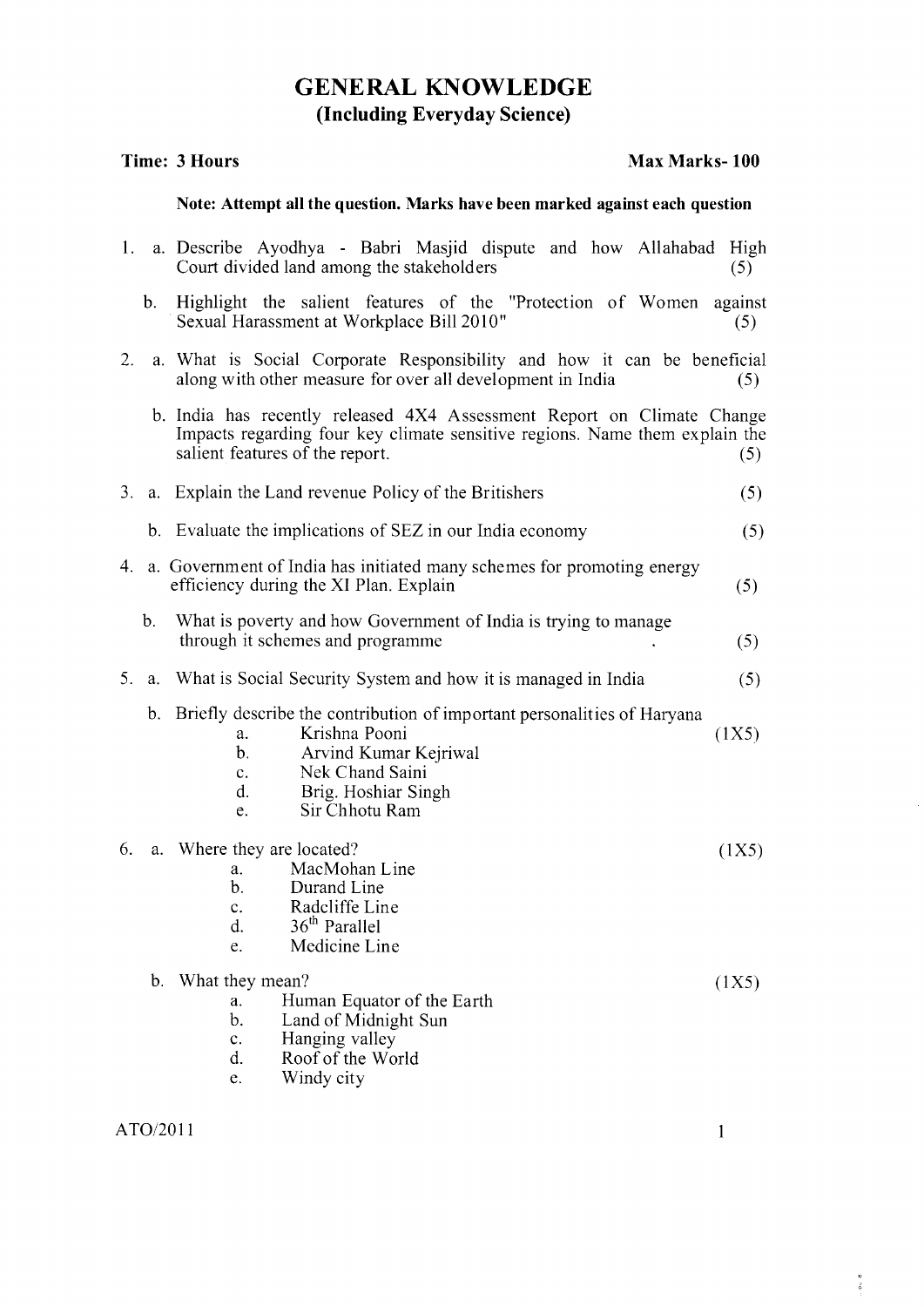# GENERAL KNOWLEDGE

## (Including Everyday Science)

**Time: 3 Hours** **Max Marks- 100**

**Note: Attempt all the question. Marks have been marked against each question**

1. a. Describe Ayodhya - Babri Masjid dispute and how Allahabad High Court divided land among the stakeholders (5)

   b. Highlight the salient features of the "Protection of Women against Sexual Harassment at Workplace Bill 2010" (5)

2. a. What is Social Corporate Responsibility and how it can be beneficial along with other measure for over all development in India (5)

   b. India has recently released 4X4 Assessment Report on Climate Change Impacts regarding four key climate sensitive regions. Name them explain the salient features of the report. (5)

3. a. Explain the Land revenue Policy of the Britishers (5)

   b. Evaluate the implications of SEZ in our India economy (5)

4. a. Government of India has initiated many schemes for promoting energy efficiency during the XI Plan. Explain (5)

   b. What is poverty and how Government of India is trying to manage through it schemes and programme (5)

5. a. What is Social Security System and how it is managed in India (5)

   b. Briefly describe the contribution of important personalities of Haryana (1X5)
      - a. Krishna Pooni
      - b. Arvind Kumar Kejriwal
      - c. Nek Chand Saini
      - d. Brig. Hoshiar Singh
      - e. Sir Chhotu Ram

6. a. Where they are located? (1X5)
      - a. MacMohan Line
      - b. Durand Line
      - c. Radcliffe Line
      - d. 36th Parallel
      - e. Medicine Line

   b. What they mean? (1X5)
      - a. Human Equator of the Earth
      - b. Land of Midnight Sun
      - c. Hanging valley
      - d. Roof of the World
      - e. Windy city

ATO/2011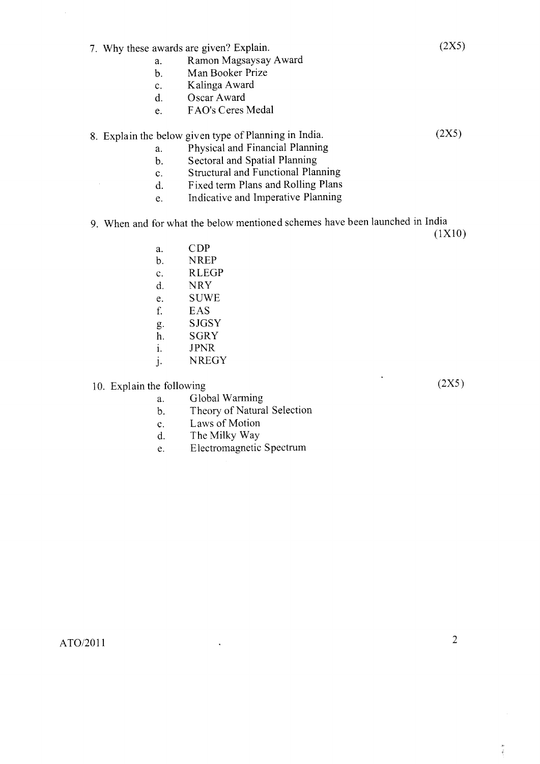7. Why these awards are given? Explain. (2X5)
   - a. Ramon Magsaysay Award
   - b. Man Booker Prize
   - c. Kalinga Award
   - d. Oscar Award
   - e. FAO's Ceres Medal

8. Explain the below given type of Planning in India. (2X5)
   - a. Physical and Financial Planning
   - b. Sectoral and Spatial Planning
   - c. Structural and Functional Planning
   - d. Fixed term Plans and Rolling Plans
   - e. Indicative and Imperative Planning

9. When and for what the below mentioned schemes have been launched in India (1X10)
   - a. CDP
   - b. NREP
   - c. RLEGP
   - d. NRY
   - e. SUWE
   - f. EAS
   - g. SJGSY
   - h. SGRY
   - i. JPNR
   - j. NREGY

10. Explain the following (2X5)
    - a. Global Warming
    - b. Theory of Natural Selection
    - c. Laws of Motion
    - d. The Milky Way
    - e. Electromagnetic Spectrum

ATO/2011